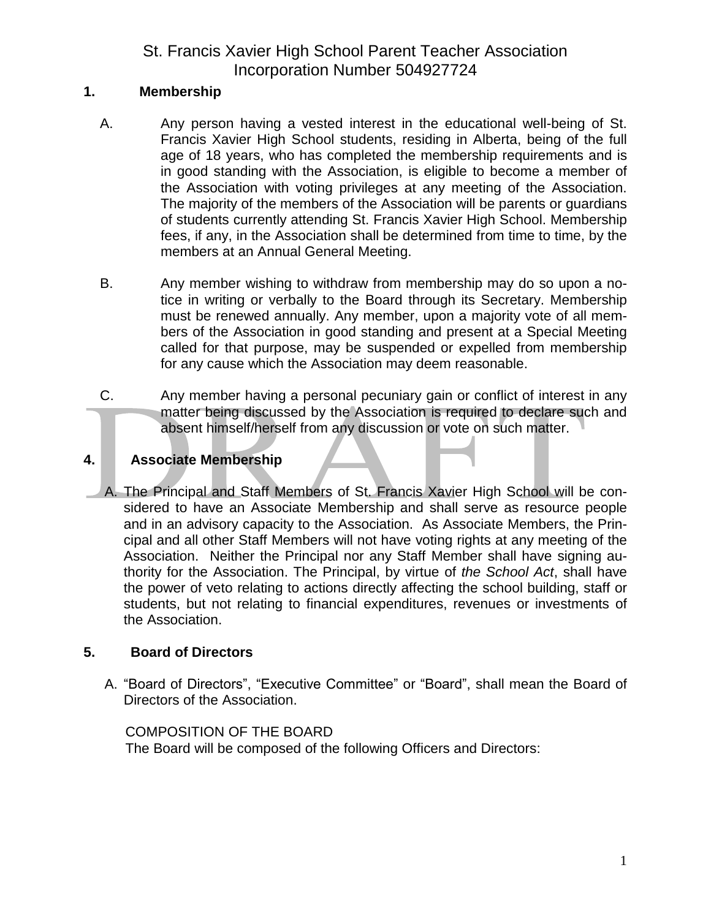# St. Francis Xavier High School Parent Teacher Association
## Incorporation Number 504927724

### 1. Membership

A. Any person having a vested interest in the educational well-being of St. Francis Xavier High School students, residing in Alberta, being of the full age of 18 years, who has completed the membership requirements and is in good standing with the Association, is eligible to become a member of the Association with voting privileges at any meeting of the Association. The majority of the members of the Association will be parents or guardians of students currently attending St. Francis Xavier High School. Membership fees, if any, in the Association shall be determined from time to time, by the members at an Annual General Meeting.

B. Any member wishing to withdraw from membership may do so upon a notice in writing or verbally to the Board through its Secretary. Membership must be renewed annually. Any member, upon a majority vote of all members of the Association in good standing and present at a Special Meeting called for that purpose, may be suspended or expelled from membership for any cause which the Association may deem reasonable.

C. Any member having a personal pecuniary gain or conflict of interest in any matter being discussed by the Association is required to declare such and absent himself/herself from any discussion or vote on such matter.

### 4. Associate Membership

A. The Principal and Staff Members of St. Francis Xavier High School will be considered to have an Associate Membership and shall serve as resource people and in an advisory capacity to the Association. As Associate Members, the Principal and all other Staff Members will not have voting rights at any meeting of the Association. Neither the Principal nor any Staff Member shall have signing authority for the Association. The Principal, by virtue of *the School Act*, shall have the power of veto relating to actions directly affecting the school building, staff or students, but not relating to financial expenditures, revenues or investments of the Association.

### 5. Board of Directors

A. “Board of Directors”, “Executive Committee” or “Board”, shall mean the Board of Directors of the Association.

COMPOSITION OF THE BOARD
The Board will be composed of the following Officers and Directors: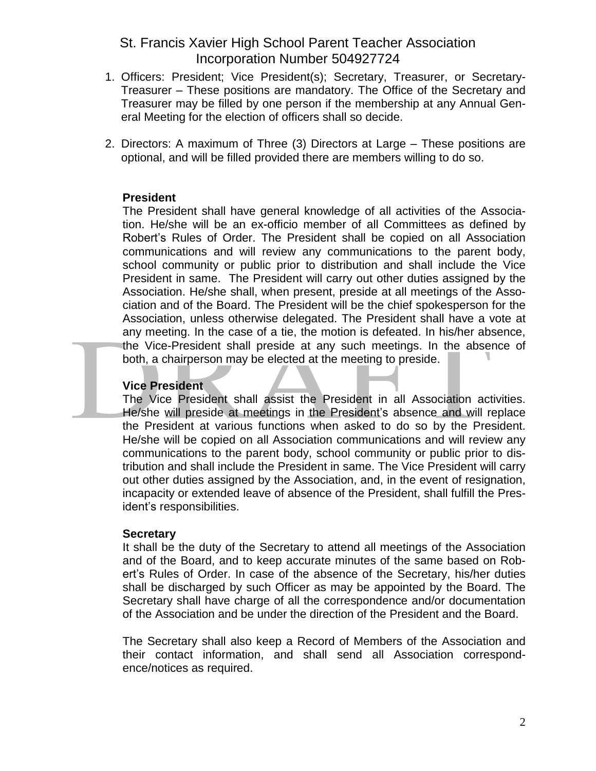1. Officers: President; Vice President(s); Secretary, Treasurer, or Secretary-Treasurer – These positions are mandatory. The Office of the Secretary and Treasurer may be filled by one person if the membership at any Annual General Meeting for the election of officers shall so decide.

2. Directors: A maximum of Three (3) Directors at Large – These positions are optional, and will be filled provided there are members willing to do so.

**President**

The President shall have general knowledge of all activities of the Association. He/she will be an ex-officio member of all Committees as defined by Robert's Rules of Order. The President shall be copied on all Association communications and will review any communications to the parent body, school community or public prior to distribution and shall include the Vice President in same. The President will carry out other duties assigned by the Association. He/she shall, when present, preside at all meetings of the Association and of the Board. The President will be the chief spokesperson for the Association, unless otherwise delegated. The President shall have a vote at any meeting. In the case of a tie, the motion is defeated. In his/her absence, the Vice-President shall preside at any such meetings. In the absence of both, a chairperson may be elected at the meeting to preside.

**Vice President**

The Vice President shall assist the President in all Association activities. He/she will preside at meetings in the President's absence and will replace the President at various functions when asked to do so by the President. He/she will be copied on all Association communications and will review any communications to the parent body, school community or public prior to distribution and shall include the President in same. The Vice President will carry out other duties assigned by the Association, and, in the event of resignation, incapacity or extended leave of absence of the President, shall fulfill the President's responsibilities.

**Secretary**

It shall be the duty of the Secretary to attend all meetings of the Association and of the Board, and to keep accurate minutes of the same based on Robert's Rules of Order. In case of the absence of the Secretary, his/her duties shall be discharged by such Officer as may be appointed by the Board. The Secretary shall have charge of all the correspondence and/or documentation of the Association and be under the direction of the President and the Board.

The Secretary shall also keep a Record of Members of the Association and their contact information, and shall send all Association correspondence/notices as required.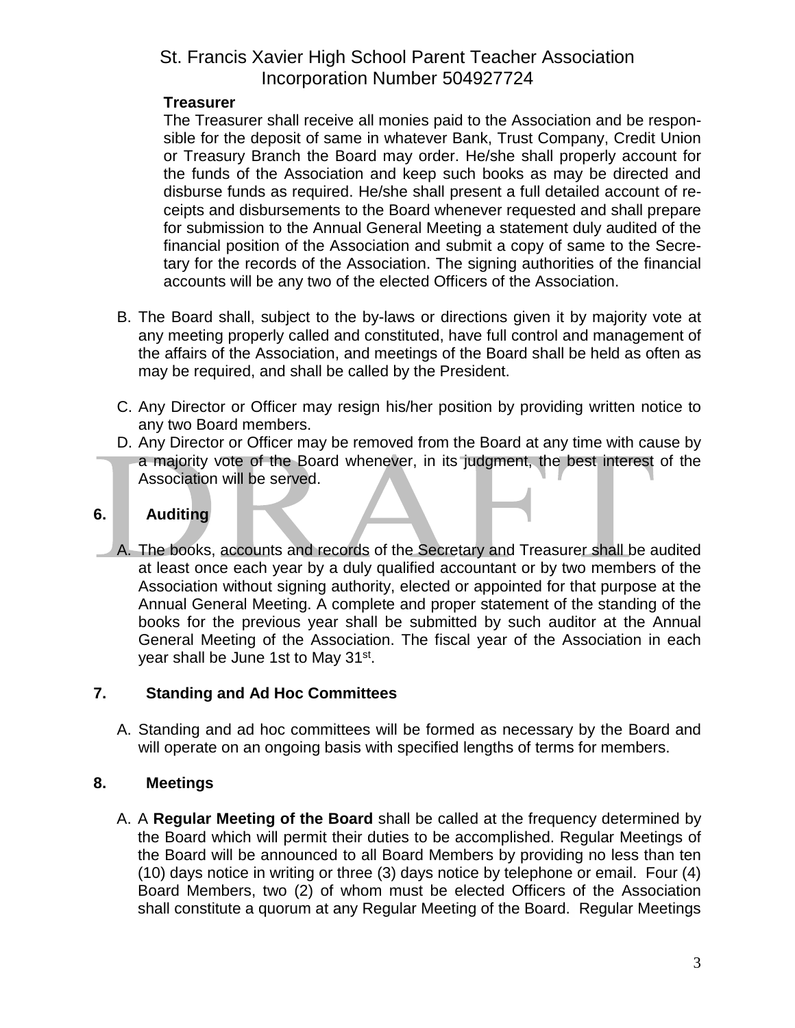**Treasurer**

The Treasurer shall receive all monies paid to the Association and be responsible for the deposit of same in whatever Bank, Trust Company, Credit Union or Treasury Branch the Board may order. He/she shall properly account for the funds of the Association and keep such books as may be directed and disburse funds as required. He/she shall present a full detailed account of receipts and disbursements to the Board whenever requested and shall prepare for submission to the Annual General Meeting a statement duly audited of the financial position of the Association and submit a copy of same to the Secretary for the records of the Association. The signing authorities of the financial accounts will be any two of the elected Officers of the Association.

B. The Board shall, subject to the by-laws or directions given it by majority vote at any meeting properly called and constituted, have full control and management of the affairs of the Association, and meetings of the Board shall be held as often as may be required, and shall be called by the President.

C. Any Director or Officer may resign his/her position by providing written notice to any two Board members.

D. Any Director or Officer may be removed from the Board at any time with cause by a majority vote of the Board whenever, in its judgment, the best interest of the Association will be served.

## 6. Auditing

A. The books, accounts and records of the Secretary and Treasurer shall be audited at least once each year by a duly qualified accountant or by two members of the Association without signing authority, elected or appointed for that purpose at the Annual General Meeting. A complete and proper statement of the standing of the books for the previous year shall be submitted by such auditor at the Annual General Meeting of the Association. The fiscal year of the Association in each year shall be June 1st to May 31st.

## 7. Standing and Ad Hoc Committees

A. Standing and ad hoc committees will be formed as necessary by the Board and will operate on an ongoing basis with specified lengths of terms for members.

## 8. Meetings

A. A **Regular Meeting of the Board** shall be called at the frequency determined by the Board which will permit their duties to be accomplished. Regular Meetings of the Board will be announced to all Board Members by providing no less than ten (10) days notice in writing or three (3) days notice by telephone or email. Four (4) Board Members, two (2) of whom must be elected Officers of the Association shall constitute a quorum at any Regular Meeting of the Board. Regular Meetings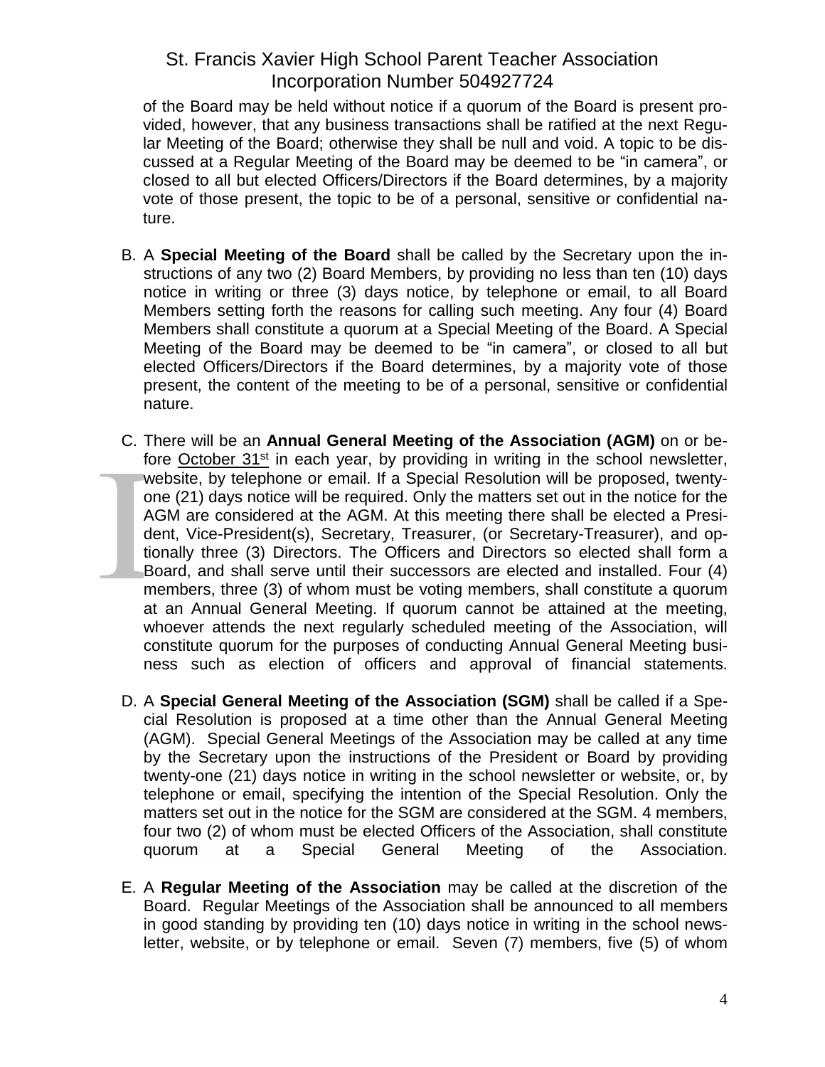of the Board may be held without notice if a quorum of the Board is present provided, however, that any business transactions shall be ratified at the next Regular Meeting of the Board; otherwise they shall be null and void. A topic to be discussed at a Regular Meeting of the Board may be deemed to be "in camera", or closed to all but elected Officers/Directors if the Board determines, by a majority vote of those present, the topic to be of a personal, sensitive or confidential nature.

B. A **Special Meeting of the Board** shall be called by the Secretary upon the instructions of any two (2) Board Members, by providing no less than ten (10) days notice in writing or three (3) days notice, by telephone or email, to all Board Members setting forth the reasons for calling such meeting. Any four (4) Board Members shall constitute a quorum at a Special Meeting of the Board. A Special Meeting of the Board may be deemed to be "in camera", or closed to all but elected Officers/Directors if the Board determines, by a majority vote of those present, the content of the meeting to be of a personal, sensitive or confidential nature.

C. There will be an **Annual General Meeting of the Association (AGM)** on or before October 31st in each year, by providing in writing in the school newsletter, website, by telephone or email. If a Special Resolution will be proposed, twenty-one (21) days notice will be required. Only the matters set out in the notice for the AGM are considered at the AGM. At this meeting there shall be elected a President, Vice-President(s), Secretary, Treasurer, (or Secretary-Treasurer), and optionally three (3) Directors. The Officers and Directors so elected shall form a Board, and shall serve until their successors are elected and installed. Four (4) members, three (3) of whom must be voting members, shall constitute a quorum at an Annual General Meeting. If quorum cannot be attained at the meeting, whoever attends the next regularly scheduled meeting of the Association, will constitute quorum for the purposes of conducting Annual General Meeting business such as election of officers and approval of financial statements.

D. A **Special General Meeting of the Association (SGM)** shall be called if a Special Resolution is proposed at a time other than the Annual General Meeting (AGM). Special General Meetings of the Association may be called at any time by the Secretary upon the instructions of the President or Board by providing twenty-one (21) days notice in writing in the school newsletter or website, or, by telephone or email, specifying the intention of the Special Resolution. Only the matters set out in the notice for the SGM are considered at the SGM. 4 members, four two (2) of whom must be elected Officers of the Association, shall constitute quorum at a Special General Meeting of the Association.

E. A **Regular Meeting of the Association** may be called at the discretion of the Board. Regular Meetings of the Association shall be announced to all members in good standing by providing ten (10) days notice in writing in the school newsletter, website, or by telephone or email. Seven (7) members, five (5) of whom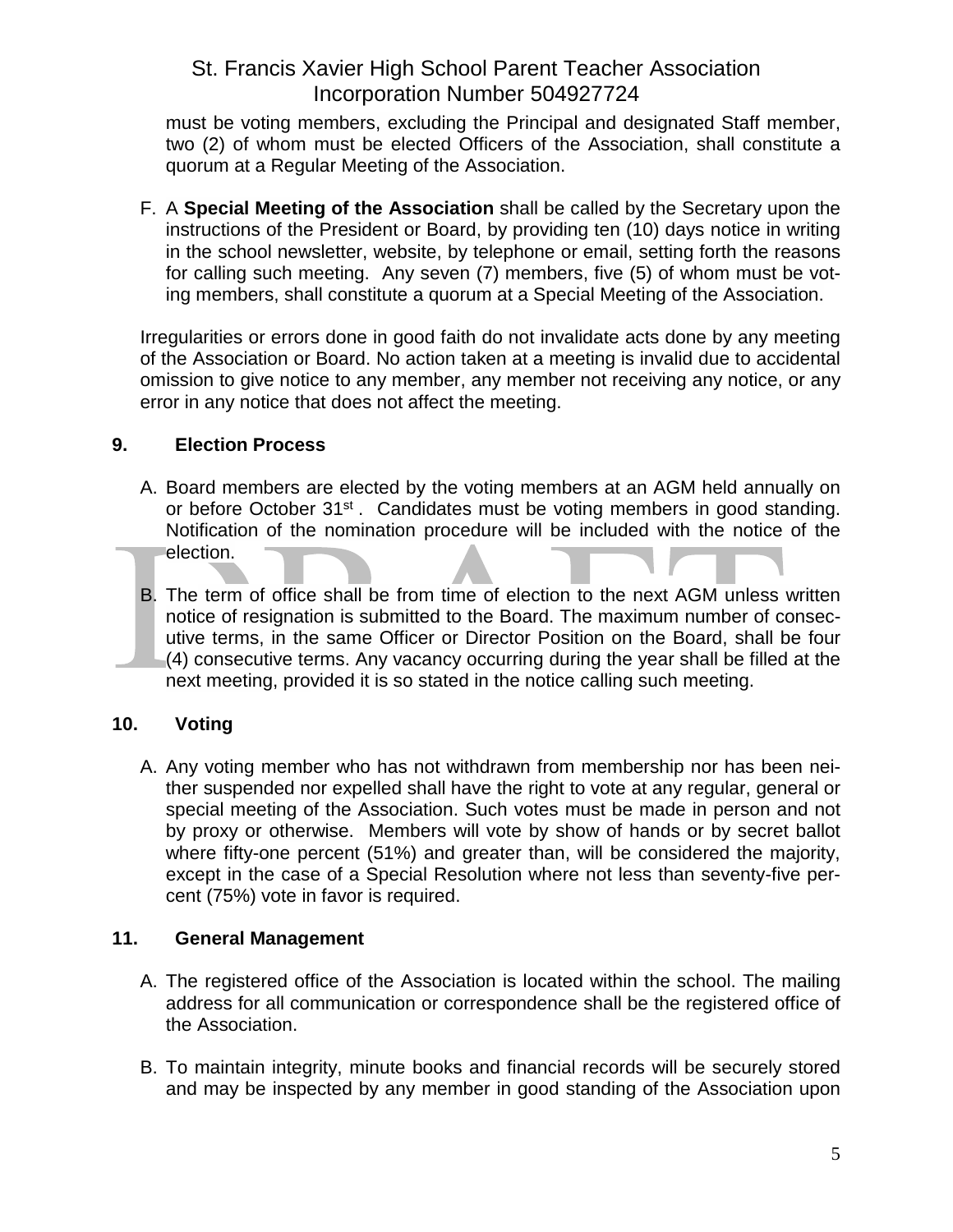must be voting members, excluding the Principal and designated Staff member, two (2) of whom must be elected Officers of the Association, shall constitute a quorum at a Regular Meeting of the Association.

F. A **Special Meeting of the Association** shall be called by the Secretary upon the instructions of the President or Board, by providing ten (10) days notice in writing in the school newsletter, website, by telephone or email, setting forth the reasons for calling such meeting. Any seven (7) members, five (5) of whom must be voting members, shall constitute a quorum at a Special Meeting of the Association.

Irregularities or errors done in good faith do not invalidate acts done by any meeting of the Association or Board. No action taken at a meeting is invalid due to accidental omission to give notice to any member, any member not receiving any notice, or any error in any notice that does not affect the meeting.

## 9. Election Process

A. Board members are elected by the voting members at an AGM held annually on or before October 31st. Candidates must be voting members in good standing. Notification of the nomination procedure will be included with the notice of the election.

B. The term of office shall be from time of election to the next AGM unless written notice of resignation is submitted to the Board. The maximum number of consecutive terms, in the same Officer or Director Position on the Board, shall be four (4) consecutive terms. Any vacancy occurring during the year shall be filled at the next meeting, provided it is so stated in the notice calling such meeting.

## 10. Voting

A. Any voting member who has not withdrawn from membership nor has been neither suspended nor expelled shall have the right to vote at any regular, general or special meeting of the Association. Such votes must be made in person and not by proxy or otherwise. Members will vote by show of hands or by secret ballot where fifty-one percent (51%) and greater than, will be considered the majority, except in the case of a Special Resolution where not less than seventy-five percent (75%) vote in favor is required.

## 11. General Management

A. The registered office of the Association is located within the school. The mailing address for all communication or correspondence shall be the registered office of the Association.

B. To maintain integrity, minute books and financial records will be securely stored and may be inspected by any member in good standing of the Association upon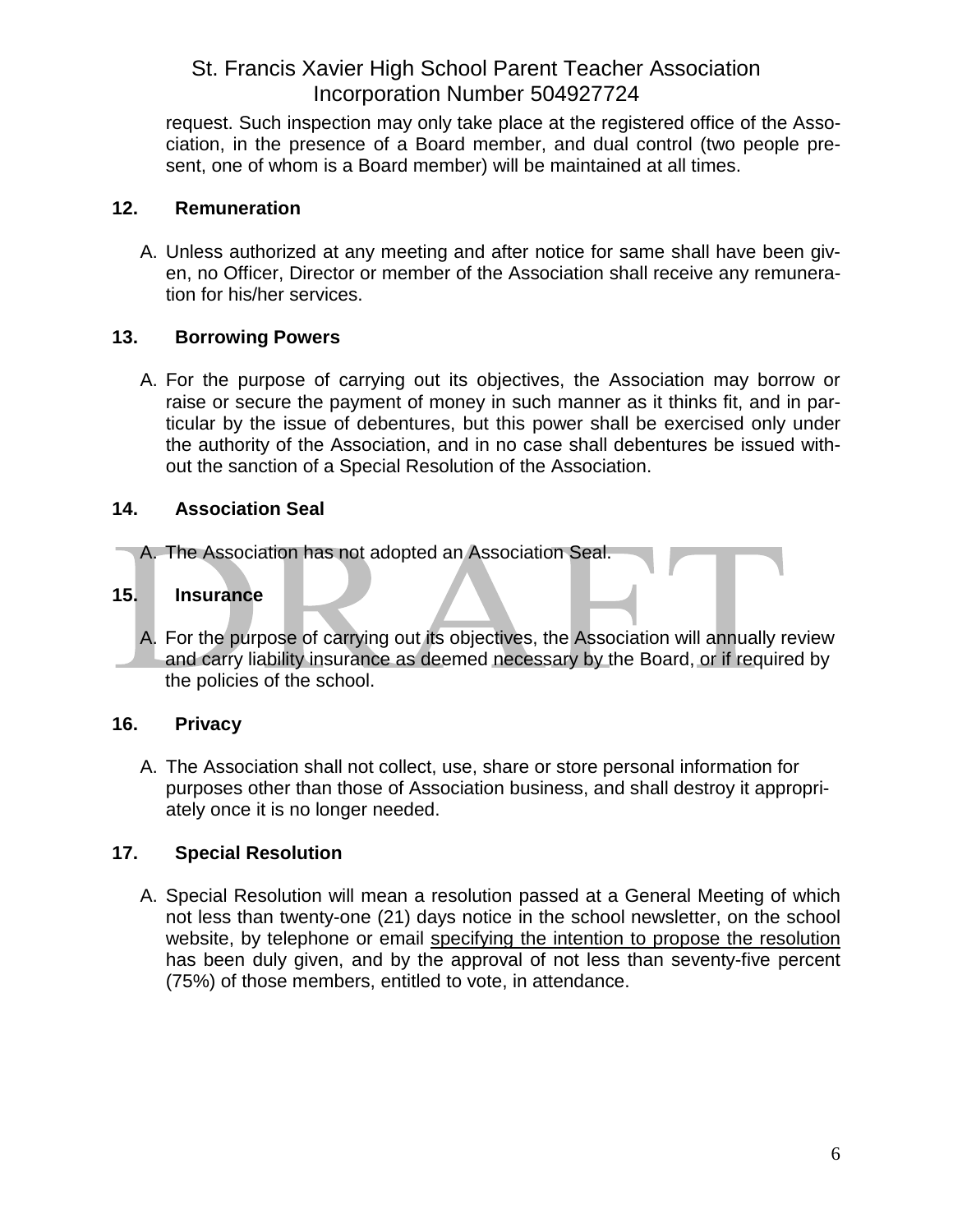request. Such inspection may only take place at the registered office of the Association, in the presence of a Board member, and dual control (two people present, one of whom is a Board member) will be maintained at all times.

## 12. Remuneration

A. Unless authorized at any meeting and after notice for same shall have been given, no Officer, Director or member of the Association shall receive any remuneration for his/her services.

## 13. Borrowing Powers

A. For the purpose of carrying out its objectives, the Association may borrow or raise or secure the payment of money in such manner as it thinks fit, and in particular by the issue of debentures, but this power shall be exercised only under the authority of the Association, and in no case shall debentures be issued without the sanction of a Special Resolution of the Association.

## 14. Association Seal

A. The Association has not adopted an Association Seal.

## 15. Insurance

A. For the purpose of carrying out its objectives, the Association will annually review and carry liability insurance as deemed necessary by the Board, or if required by the policies of the school.

## 16. Privacy

A. The Association shall not collect, use, share or store personal information for purposes other than those of Association business, and shall destroy it appropriately once it is no longer needed.

## 17. Special Resolution

A. Special Resolution will mean a resolution passed at a General Meeting of which not less than twenty-one (21) days notice in the school newsletter, on the school website, by telephone or email <u>specifying the intention to propose the resolution</u> has been duly given, and by the approval of not less than seventy-five percent (75%) of those members, entitled to vote, in attendance.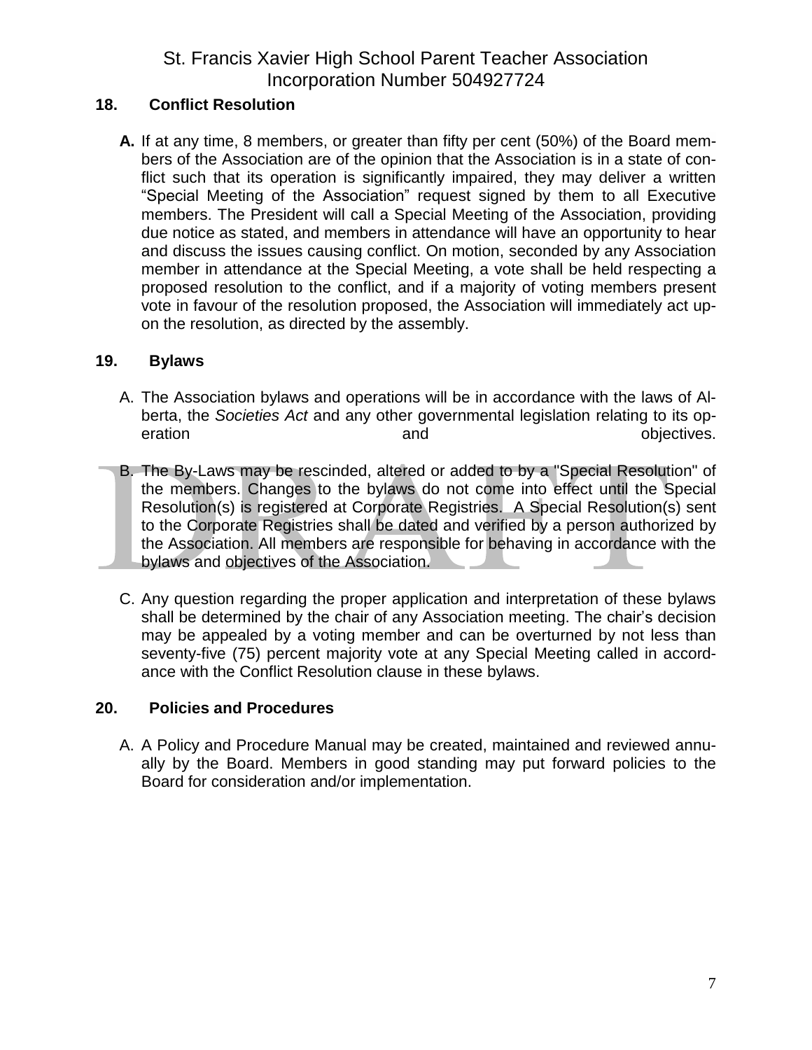## 18. Conflict Resolution

**A.** If at any time, 8 members, or greater than fifty per cent (50%) of the Board members of the Association are of the opinion that the Association is in a state of conflict such that its operation is significantly impaired, they may deliver a written "Special Meeting of the Association" request signed by them to all Executive members. The President will call a Special Meeting of the Association, providing due notice as stated, and members in attendance will have an opportunity to hear and discuss the issues causing conflict. On motion, seconded by any Association member in attendance at the Special Meeting, a vote shall be held respecting a proposed resolution to the conflict, and if a majority of voting members present vote in favour of the resolution proposed, the Association will immediately act upon the resolution, as directed by the assembly.

## 19. Bylaws

A. The Association bylaws and operations will be in accordance with the laws of Alberta, the *Societies Act* and any other governmental legislation relating to its operation and objectives.

B. The By-Laws may be rescinded, altered or added to by a "Special Resolution" of the members. Changes to the bylaws do not come into effect until the Special Resolution(s) is registered at Corporate Registries. A Special Resolution(s) sent to the Corporate Registries shall be dated and verified by a person authorized by the Association. All members are responsible for behaving in accordance with the bylaws and objectives of the Association.

C. Any question regarding the proper application and interpretation of these bylaws shall be determined by the chair of any Association meeting. The chair's decision may be appealed by a voting member and can be overturned by not less than seventy-five (75) percent majority vote at any Special Meeting called in accordance with the Conflict Resolution clause in these bylaws.

## 20. Policies and Procedures

A. A Policy and Procedure Manual may be created, maintained and reviewed annually by the Board. Members in good standing may put forward policies to the Board for consideration and/or implementation.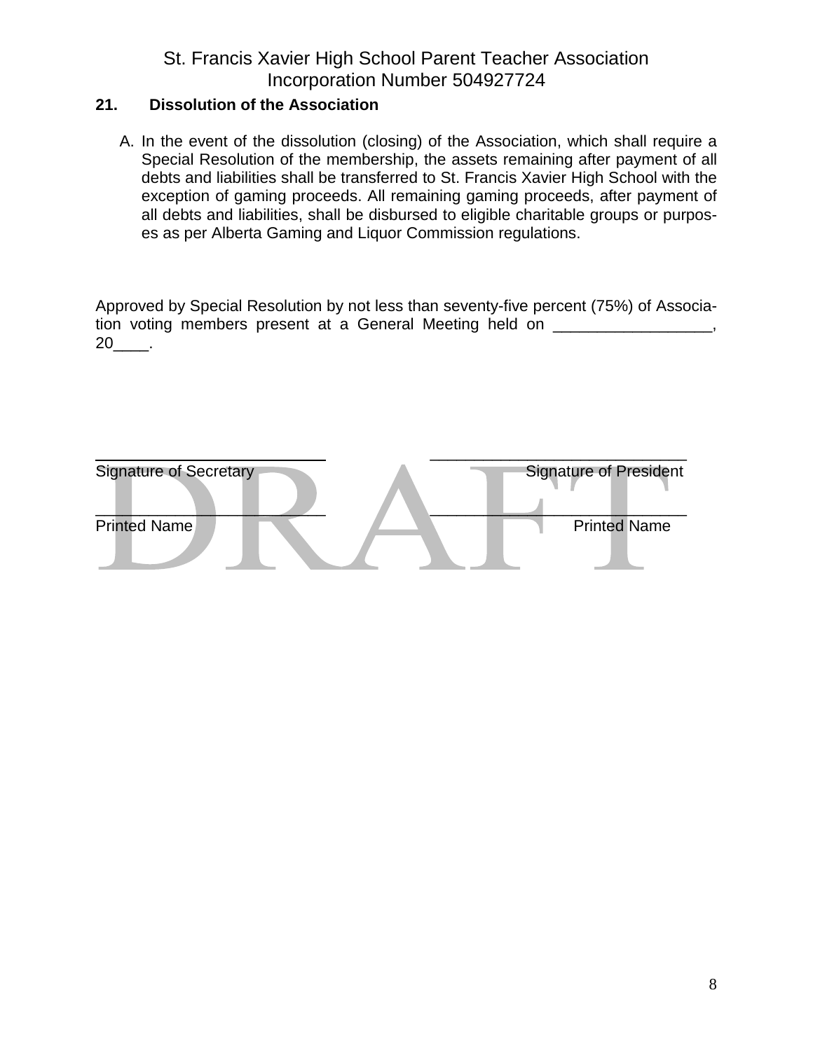## 21. Dissolution of the Association

A. In the event of the dissolution (closing) of the Association, which shall require a Special Resolution of the membership, the assets remaining after payment of all debts and liabilities shall be transferred to St. Francis Xavier High School with the exception of gaming proceeds. All remaining gaming proceeds, after payment of all debts and liabilities, shall be disbursed to eligible charitable groups or purposes as per Alberta Gaming and Liquor Commission regulations.

Approved by Special Resolution by not less than seventy-five percent (75%) of Association voting members present at a General Meeting held on __________________, 20____.

| | |
|---|---|
| ___________________________ | ___________________________ |
| Signature of Secretary | Signature of President |
| ___________________________ | ___________________________ |
| Printed Name | Printed Name |

DRAFT